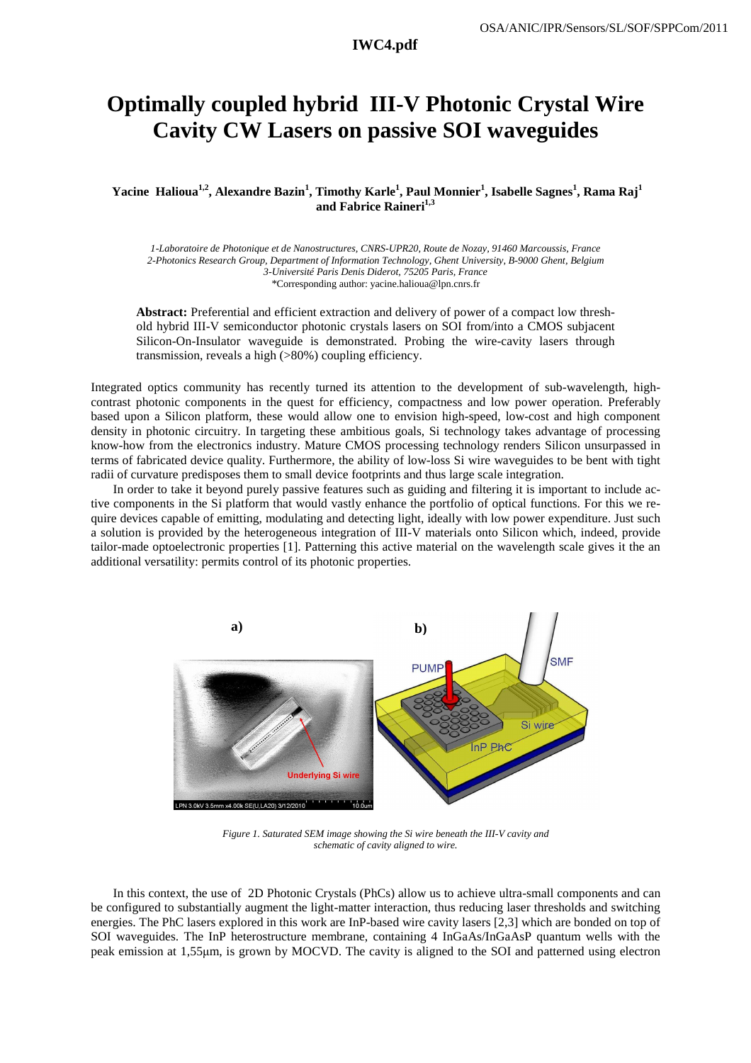# Optimally coupled hybrid III-V Photonic Crystal Wire Cavity CW Lasers on passive SOI waveguides

**Yacine Halioua[1,2], Alexandre Bazin[1], Timothy Karle[1], Paul Monnier[1], Isabelle Sagnes[1], Rama Raj[1] and Fabrice Raineri[1,3]**

*1-Laboratoire de Photonique et de Nanostructures, CNRS-UPR20, Route de Nozay, 91460 Marcoussis, France*
*2-Photonics Research Group, Department of Information Technology, Ghent University, B-9000 Ghent, Belgium*
*3-Université Paris Denis Diderot, 75205 Paris, France*
*Corresponding author: yacine.halioua@lpn.cnrs.fr

**Abstract:** Preferential and efficient extraction and delivery of power of a compact low threshold hybrid III-V semiconductor photonic crystals lasers on SOI from/into a CMOS subjacent Silicon-On-Insulator waveguide is demonstrated. Probing the wire-cavity lasers through transmission, reveals a high (>80%) coupling efficiency.

Integrated optics community has recently turned its attention to the development of sub-wavelength, high-contrast photonic components in the quest for efficiency, compactness and low power operation. Preferably based upon a Silicon platform, these would allow one to envision high-speed, low-cost and high component density in photonic circuitry. In targeting these ambitious goals, Si technology takes advantage of processing know-how from the electronics industry. Mature CMOS processing technology renders Silicon unsurpassed in terms of fabricated device quality. Furthermore, the ability of low-loss Si wire waveguides to be bent with tight radii of curvature predisposes them to small device footprints and thus large scale integration.

In order to take it beyond purely passive features such as guiding and filtering it is important to include active components in the Si platform that would vastly enhance the portfolio of optical functions. For this we require devices capable of emitting, modulating and detecting light, ideally with low power expenditure. Just such a solution is provided by the heterogeneous integration of III-V materials onto Silicon which, indeed, provide tailor-made optoelectronic properties [1]. Patterning this active material on the wavelength scale gives it the an additional versatility: permits control of its photonic properties.

*Figure 1. Saturated SEM image showing the Si wire beneath the III-V cavity and schematic of cavity aligned to wire.*

In this context, the use of 2D Photonic Crystals (PhCs) allow us to achieve ultra-small components and can be configured to substantially augment the light-matter interaction, thus reducing laser thresholds and switching energies. The PhC lasers explored in this work are InP-based wire cavity lasers [2,3] which are bonded on top of SOI waveguides. The InP heterostructure membrane, containing 4 InGaAs/InGaAsP quantum wells with the peak emission at 1,55µm, is grown by MOCVD. The cavity is aligned to the SOI and patterned using electron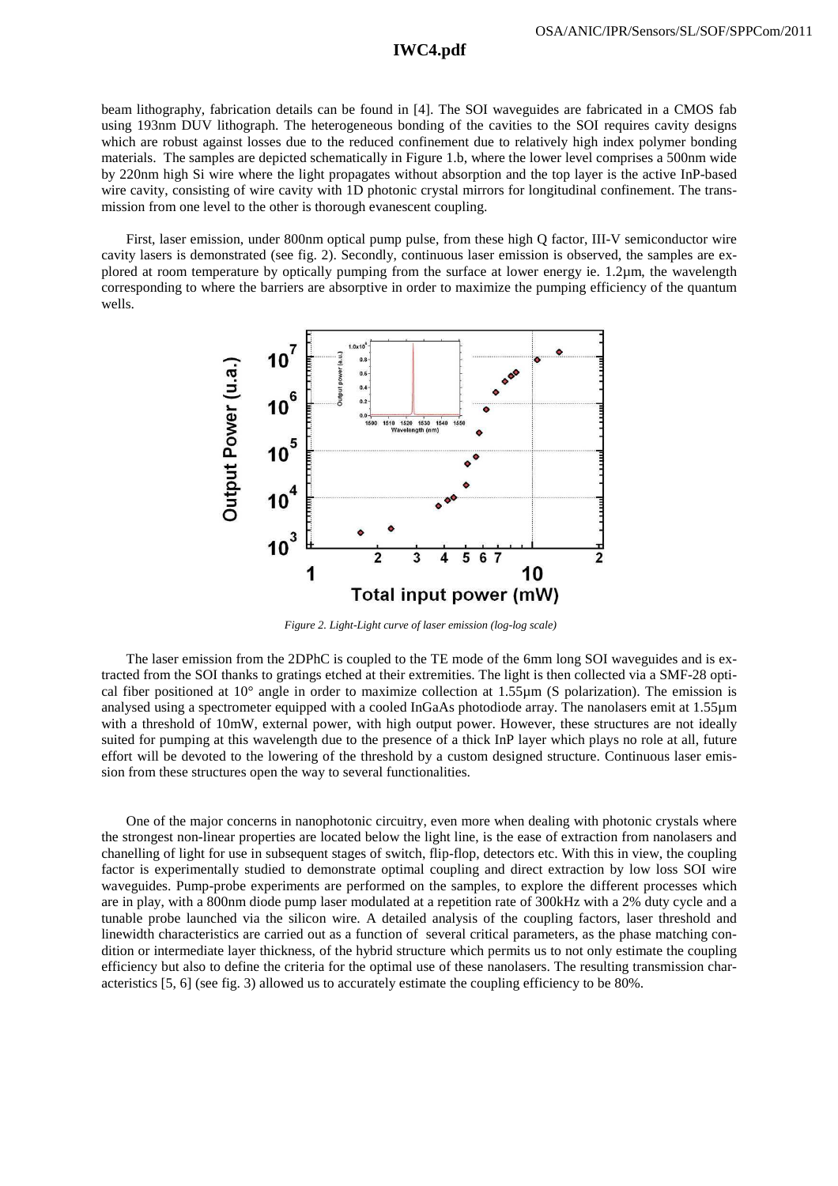beam lithography, fabrication details can be found in [4]. The SOI waveguides are fabricated in a CMOS fab using 193nm DUV lithograph. The heterogeneous bonding of the cavities to the SOI requires cavity designs which are robust against losses due to the reduced confinement due to relatively high index polymer bonding materials. The samples are depicted schematically in Figure 1.b, where the lower level comprises a 500nm wide by 220nm high Si wire where the light propagates without absorption and the top layer is the active InP-based wire cavity, consisting of wire cavity with 1D photonic crystal mirrors for longitudinal confinement. The transmission from one level to the other is thorough evanescent coupling.

First, laser emission, under 800nm optical pump pulse, from these high Q factor, III-V semiconductor wire cavity lasers is demonstrated (see fig. 2). Secondly, continuous laser emission is observed, the samples are explored at room temperature by optically pumping from the surface at lower energy ie. 1.2µm, the wavelength corresponding to where the barriers are absorptive in order to maximize the pumping efficiency of the quantum wells.

*Figure 2. Light-Light curve of laser emission (log-log scale)*

The laser emission from the 2DPhC is coupled to the TE mode of the 6mm long SOI waveguides and is extracted from the SOI thanks to gratings etched at their extremities. The light is then collected via a SMF-28 optical fiber positioned at 10° angle in order to maximize collection at 1.55µm (S polarization). The emission is analysed using a spectrometer equipped with a cooled InGaAs photodiode array. The nanolasers emit at 1.55µm with a threshold of 10mW, external power, with high output power. However, these structures are not ideally suited for pumping at this wavelength due to the presence of a thick InP layer which plays no role at all, future effort will be devoted to the lowering of the threshold by a custom designed structure. Continuous laser emission from these structures open the way to several functionalities.

One of the major concerns in nanophotonic circuitry, even more when dealing with photonic crystals where the strongest non-linear properties are located below the light line, is the ease of extraction from nanolasers and chanelling of light for use in subsequent stages of switch, flip-flop, detectors etc. With this in view, the coupling factor is experimentally studied to demonstrate optimal coupling and direct extraction by low loss SOI wire waveguides. Pump-probe experiments are performed on the samples, to explore the different processes which are in play, with a 800nm diode pump laser modulated at a repetition rate of 300kHz with a 2% duty cycle and a tunable probe launched via the silicon wire. A detailed analysis of the coupling factors, laser threshold and linewidth characteristics are carried out as a function of several critical parameters, as the phase matching condition or intermediate layer thickness, of the hybrid structure which permits us to not only estimate the coupling efficiency but also to define the criteria for the optimal use of these nanolasers. The resulting transmission characteristics [5, 6] (see fig. 3) allowed us to accurately estimate the coupling efficiency to be 80%.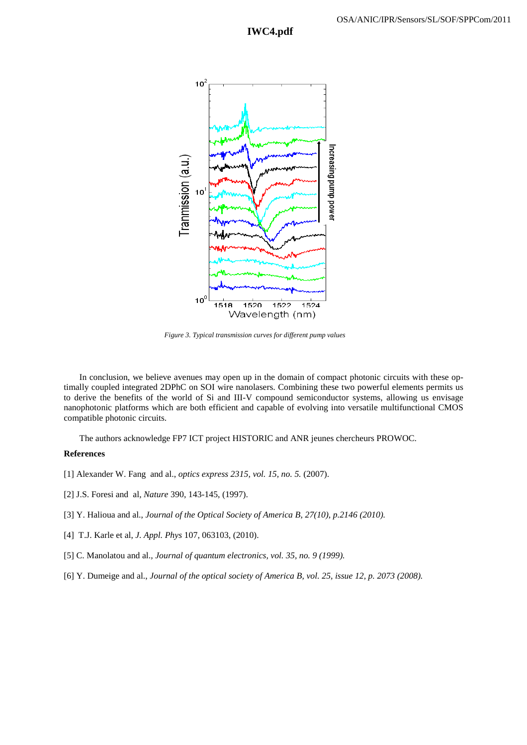Tranmission (a.u.)

$10^2$

$10^1$

$10^0$

1518 1520 1522 1524

Wavelength (nm)

Increasing pump power

*Figure 3. Typical transmission curves for different pump values*

In conclusion, we believe avenues may open up in the domain of compact photonic circuits with these optimally coupled integrated 2DPhC on SOI wire nanolasers. Combining these two powerful elements permits us to derive the benefits of the world of Si and III-V compound semiconductor systems, allowing us envisage nanophotonic platforms which are both efficient and capable of evolving into versatile multifunctional CMOS compatible photonic circuits.

The authors acknowledge FP7 ICT project HISTORIC and ANR jeunes chercheurs PROWOC.

**References**

[1] Alexander W. Fang and al., *optics express 2315, vol. 15, no. 5.* (2007).

[2] J.S. Foresi and al, *Nature* 390, 143-145, (1997).

[3] Y. Halioua and al., *Journal of the Optical Society of America B, 27(10), p.2146 (2010).*

[4] T.J. Karle et al, *J. Appl. Phys* 107, 063103, (2010).

[5] C. Manolatou and al., *Journal of quantum electronics, vol. 35, no. 9 (1999).*

[6] Y. Dumeige and al., *Journal of the optical society of America B, vol. 25, issue 12, p. 2073 (2008).*